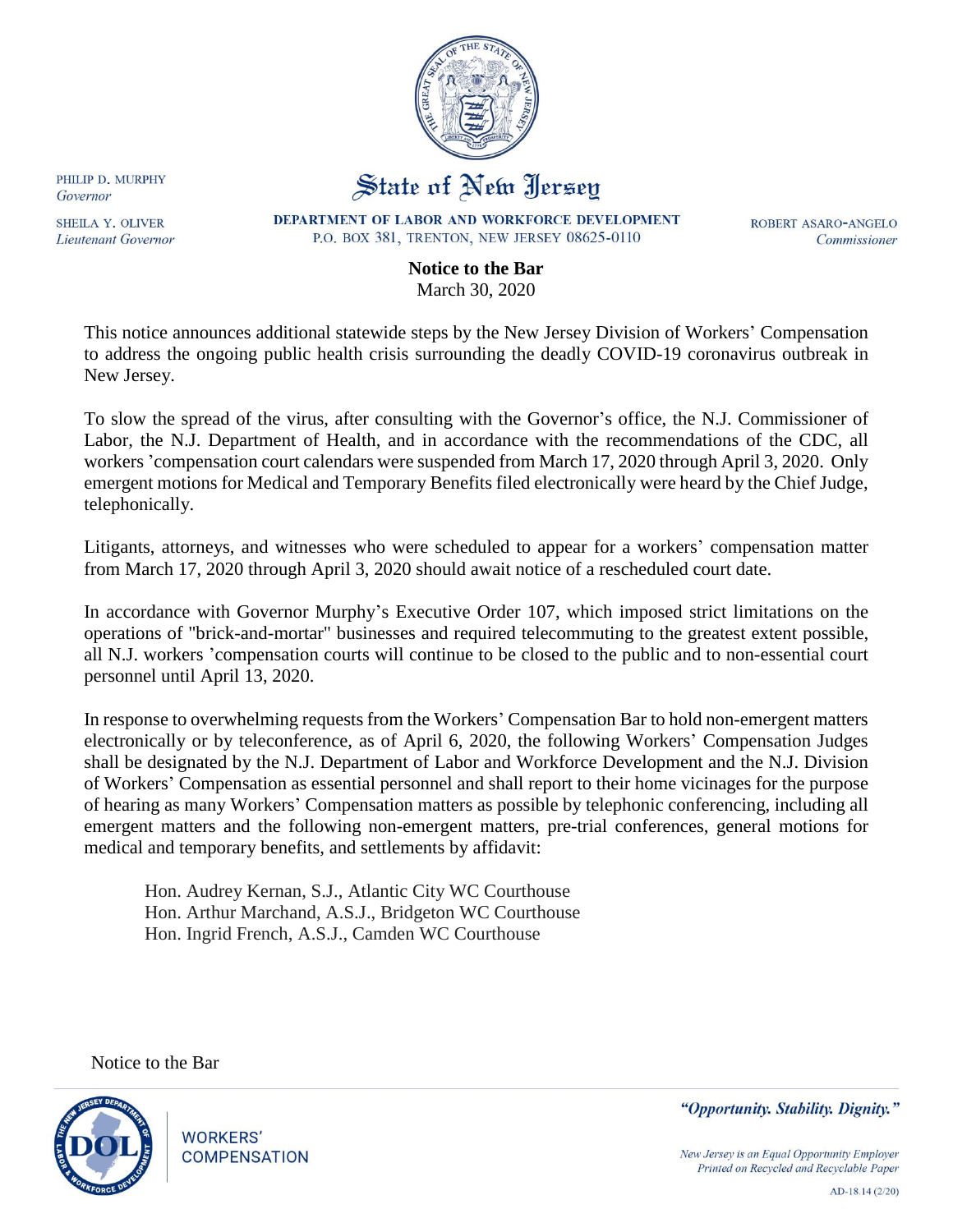PHILIP D. MURPHY
*Governor*

SHEILA Y. OLIVER
*Lieutenant Governor*

# State of New Jersey

DEPARTMENT OF LABOR AND WORKFORCE DEVELOPMENT
P.O. BOX 381, TRENTON, NEW JERSEY 08625-0110

ROBERT ASARO-ANGELO
*Commissioner*

**Notice to the Bar**
March 30, 2020

This notice announces additional statewide steps by the New Jersey Division of Workers' Compensation to address the ongoing public health crisis surrounding the deadly COVID-19 coronavirus outbreak in New Jersey.

To slow the spread of the virus, after consulting with the Governor's office, the N.J. Commissioner of Labor, the N.J. Department of Health, and in accordance with the recommendations of the CDC, all workers 'compensation court calendars were suspended from March 17, 2020 through April 3, 2020. Only emergent motions for Medical and Temporary Benefits filed electronically were heard by the Chief Judge, telephonically.

Litigants, attorneys, and witnesses who were scheduled to appear for a workers' compensation matter from March 17, 2020 through April 3, 2020 should await notice of a rescheduled court date.

In accordance with Governor Murphy's Executive Order 107, which imposed strict limitations on the operations of "brick-and-mortar" businesses and required telecommuting to the greatest extent possible, all N.J. workers 'compensation courts will continue to be closed to the public and to non-essential court personnel until April 13, 2020.

In response to overwhelming requests from the Workers' Compensation Bar to hold non-emergent matters electronically or by teleconference, as of April 6, 2020, the following Workers' Compensation Judges shall be designated by the N.J. Department of Labor and Workforce Development and the N.J. Division of Workers' Compensation as essential personnel and shall report to their home vicinages for the purpose of hearing as many Workers' Compensation matters as possible by telephonic conferencing, including all emergent matters and the following non-emergent matters, pre-trial conferences, general motions for medical and temporary benefits, and settlements by affidavit:

Hon. Audrey Kernan, S.J., Atlantic City WC Courthouse
Hon. Arthur Marchand, A.S.J., Bridgeton WC Courthouse
Hon. Ingrid French, A.S.J., Camden WC Courthouse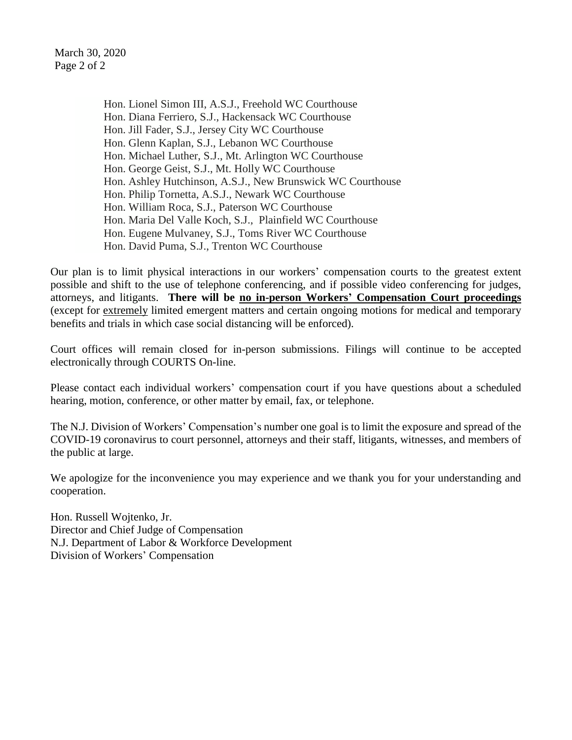Hon. Lionel Simon III, A.S.J., Freehold WC Courthouse
Hon. Diana Ferriero, S.J., Hackensack WC Courthouse
Hon. Jill Fader, S.J., Jersey City WC Courthouse
Hon. Glenn Kaplan, S.J., Lebanon WC Courthouse
Hon. Michael Luther, S.J., Mt. Arlington WC Courthouse
Hon. George Geist, S.J., Mt. Holly WC Courthouse
Hon. Ashley Hutchinson, A.S.J., New Brunswick WC Courthouse
Hon. Philip Tornetta, A.S.J., Newark WC Courthouse
Hon. William Roca, S.J., Paterson WC Courthouse
Hon. Maria Del Valle Koch, S.J., Plainfield WC Courthouse
Hon. Eugene Mulvaney, S.J., Toms River WC Courthouse
Hon. David Puma, S.J., Trenton WC Courthouse

Our plan is to limit physical interactions in our workers' compensation courts to the greatest extent possible and shift to the use of telephone conferencing, and if possible video conferencing for judges, attorneys, and litigants. **There will be <u>no in-person Workers' Compensation Court proceedings</u>** (except for <u>extremely</u> limited emergent matters and certain ongoing motions for medical and temporary benefits and trials in which case social distancing will be enforced).

Court offices will remain closed for in-person submissions. Filings will continue to be accepted electronically through COURTS On-line.

Please contact each individual workers' compensation court if you have questions about a scheduled hearing, motion, conference, or other matter by email, fax, or telephone.

The N.J. Division of Workers' Compensation's number one goal is to limit the exposure and spread of the COVID-19 coronavirus to court personnel, attorneys and their staff, litigants, witnesses, and members of the public at large.

We apologize for the inconvenience you may experience and we thank you for your understanding and cooperation.

Hon. Russell Wojtenko, Jr.
Director and Chief Judge of Compensation
N.J. Department of Labor & Workforce Development
Division of Workers' Compensation